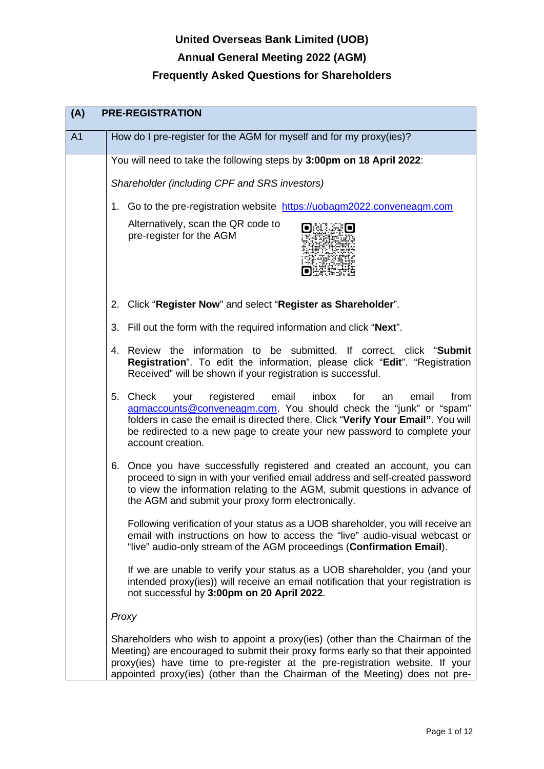# United Overseas Bank Limited (UOB)

# Annual General Meeting 2022 (AGM)

# Frequently Asked Questions for Shareholders

## (A) PRE-REGISTRATION

### A1 How do I pre-register for the AGM for myself and for my proxy(ies)?

You will need to take the following steps by **3:00pm on 18 April 2022**:

*Shareholder (including CPF and SRS investors)*

1. Go to the pre-registration website https://uobagm2022.conveneagm.com

   Alternatively, scan the QR code to pre-register for the AGM

2. Click "**Register Now**" and select "**Register as Shareholder**".

3. Fill out the form with the required information and click "**Next**".

4. Review the information to be submitted. If correct, click "**Submit Registration**". To edit the information, please click "**Edit**". "Registration Received" will be shown if your registration is successful.

5. Check your registered email inbox for an email from agmaccounts@conveneagm.com. You should check the "junk" or "spam" folders in case the email is directed there. Click "**Verify Your Email**". You will be redirected to a new page to create your new password to complete your account creation.

6. Once you have successfully registered and created an account, you can proceed to sign in with your verified email address and self-created password to view the information relating to the AGM, submit questions in advance of the AGM and submit your proxy form electronically.

   Following verification of your status as a UOB shareholder, you will receive an email with instructions on how to access the "live" audio-visual webcast or "live" audio-only stream of the AGM proceedings (**Confirmation Email**).

   If we are unable to verify your status as a UOB shareholder, you (and your intended proxy(ies)) will receive an email notification that your registration is not successful by **3:00pm on 20 April 2022**.

*Proxy*

Shareholders who wish to appoint a proxy(ies) (other than the Chairman of the Meeting) are encouraged to submit their proxy forms early so that their appointed proxy(ies) have time to pre-register at the pre-registration website. If your appointed proxy(ies) (other than the Chairman of the Meeting) does not pre-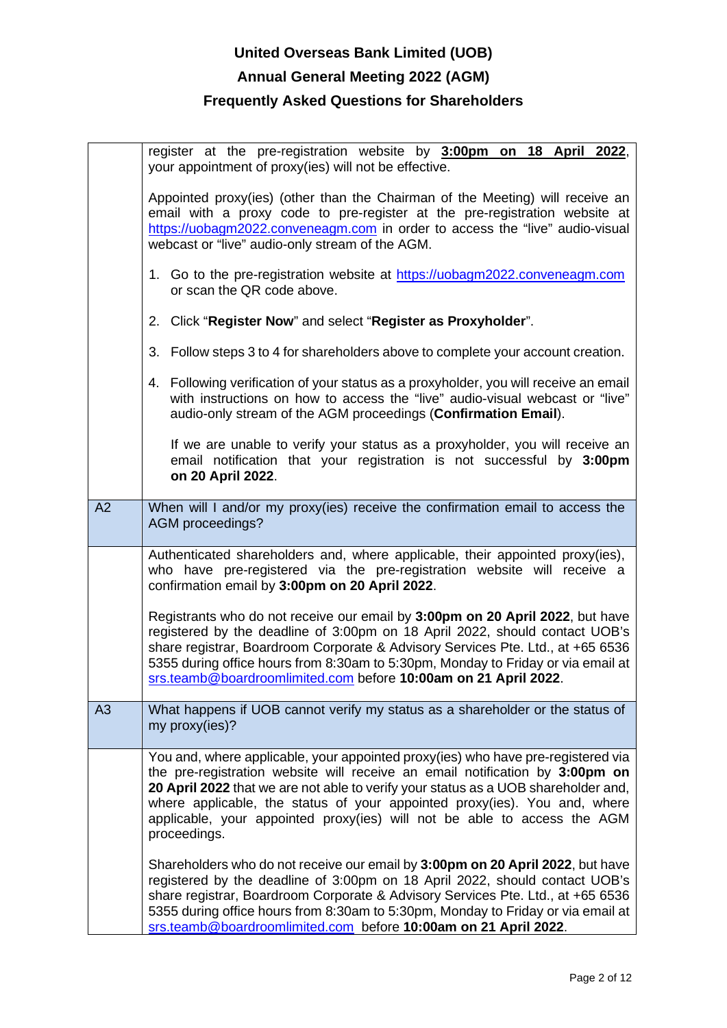register at the pre-registration website by **3:00pm on 18 April 2022**, your appointment of proxy(ies) will not be effective.

Appointed proxy(ies) (other than the Chairman of the Meeting) will receive an email with a proxy code to pre-register at the pre-registration website at https://uobagm2022.conveneagm.com in order to access the "live" audio-visual webcast or "live" audio-only stream of the AGM.

1. Go to the pre-registration website at https://uobagm2022.conveneagm.com or scan the QR code above.
2. Click "**Register Now**" and select "**Register as Proxyholder**".
3. Follow steps 3 to 4 for shareholders above to complete your account creation.
4. Following verification of your status as a proxyholder, you will receive an email with instructions on how to access the "live" audio-visual webcast or "live" audio-only stream of the AGM proceedings (**Confirmation Email**).

   If we are unable to verify your status as a proxyholder, you will receive an email notification that your registration is not successful by **3:00pm on 20 April 2022**.

**A2 When will I and/or my proxy(ies) receive the confirmation email to access the AGM proceedings?**

Authenticated shareholders and, where applicable, their appointed proxy(ies), who have pre-registered via the pre-registration website will receive a confirmation email by **3:00pm on 20 April 2022**.

Registrants who do not receive our email by **3:00pm on 20 April 2022**, but have registered by the deadline of 3:00pm on 18 April 2022, should contact UOB's share registrar, Boardroom Corporate & Advisory Services Pte. Ltd., at +65 6536 5355 during office hours from 8:30am to 5:30pm, Monday to Friday or via email at srs.teamb@boardroomlimited.com before **10:00am on 21 April 2022**.

**A3 What happens if UOB cannot verify my status as a shareholder or the status of my proxy(ies)?**

You and, where applicable, your appointed proxy(ies) who have pre-registered via the pre-registration website will receive an email notification by **3:00pm on 20 April 2022** that we are not able to verify your status as a UOB shareholder and, where applicable, the status of your appointed proxy(ies). You and, where applicable, your appointed proxy(ies) will not be able to access the AGM proceedings.

Shareholders who do not receive our email by **3:00pm on 20 April 2022**, but have registered by the deadline of 3:00pm on 18 April 2022, should contact UOB's share registrar, Boardroom Corporate & Advisory Services Pte. Ltd., at +65 6536 5355 during office hours from 8:30am to 5:30pm, Monday to Friday or via email at srs.teamb@boardroomlimited.com before **10:00am on 21 April 2022**.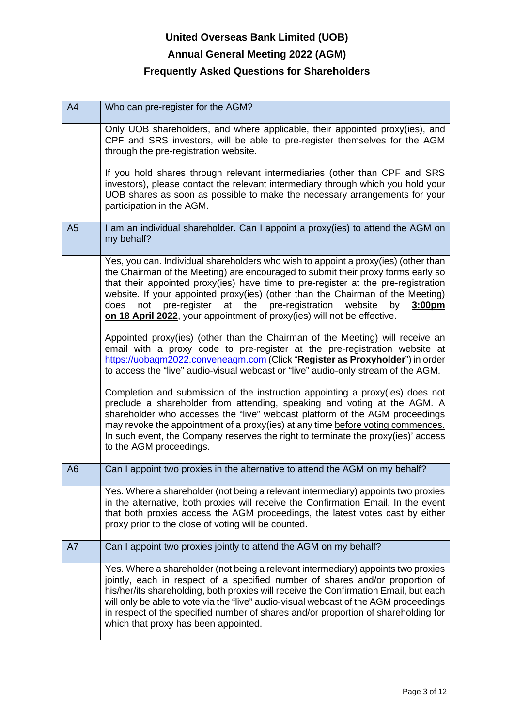**United Overseas Bank Limited (UOB)**

**Annual General Meeting 2022 (AGM)**

**Frequently Asked Questions for Shareholders**

| A4 | Who can pre-register for the AGM? |
| --- | --- |
| | Only UOB shareholders, and where applicable, their appointed proxy(ies), and CPF and SRS investors, will be able to pre-register themselves for the AGM through the pre-registration website.<br><br>If you hold shares through relevant intermediaries (other than CPF and SRS investors), please contact the relevant intermediary through which you hold your UOB shares as soon as possible to make the necessary arrangements for your participation in the AGM. |
| A5 | I am an individual shareholder. Can I appoint a proxy(ies) to attend the AGM on my behalf? |
| | Yes, you can. Individual shareholders who wish to appoint a proxy(ies) (other than the Chairman of the Meeting) are encouraged to submit their proxy forms early so that their appointed proxy(ies) have time to pre-register at the pre-registration website. If your appointed proxy(ies) (other than the Chairman of the Meeting) does not pre-register at the pre-registration website by **3:00pm on 18 April 2022**, your appointment of proxy(ies) will not be effective.<br><br>Appointed proxy(ies) (other than the Chairman of the Meeting) will receive an email with a proxy code to pre-register at the pre-registration website at https://uobagm2022.conveneagm.com (Click "**Register as Proxyholder**") in order to access the "live" audio-visual webcast or "live" audio-only stream of the AGM.<br><br>Completion and submission of the instruction appointing a proxy(ies) does not preclude a shareholder from attending, speaking and voting at the AGM. A shareholder who accesses the "live" webcast platform of the AGM proceedings may revoke the appointment of a proxy(ies) at any time before voting commences. In such event, the Company reserves the right to terminate the proxy(ies)' access to the AGM proceedings. |
| A6 | Can I appoint two proxies in the alternative to attend the AGM on my behalf? |
| | Yes. Where a shareholder (not being a relevant intermediary) appoints two proxies in the alternative, both proxies will receive the Confirmation Email. In the event that both proxies access the AGM proceedings, the latest votes cast by either proxy prior to the close of voting will be counted. |
| A7 | Can I appoint two proxies jointly to attend the AGM on my behalf? |
| | Yes. Where a shareholder (not being a relevant intermediary) appoints two proxies jointly, each in respect of a specified number of shares and/or proportion of his/her/its shareholding, both proxies will receive the Confirmation Email, but each will only be able to vote via the "live" audio-visual webcast of the AGM proceedings in respect of the specified number of shares and/or proportion of shareholding for which that proxy has been appointed. |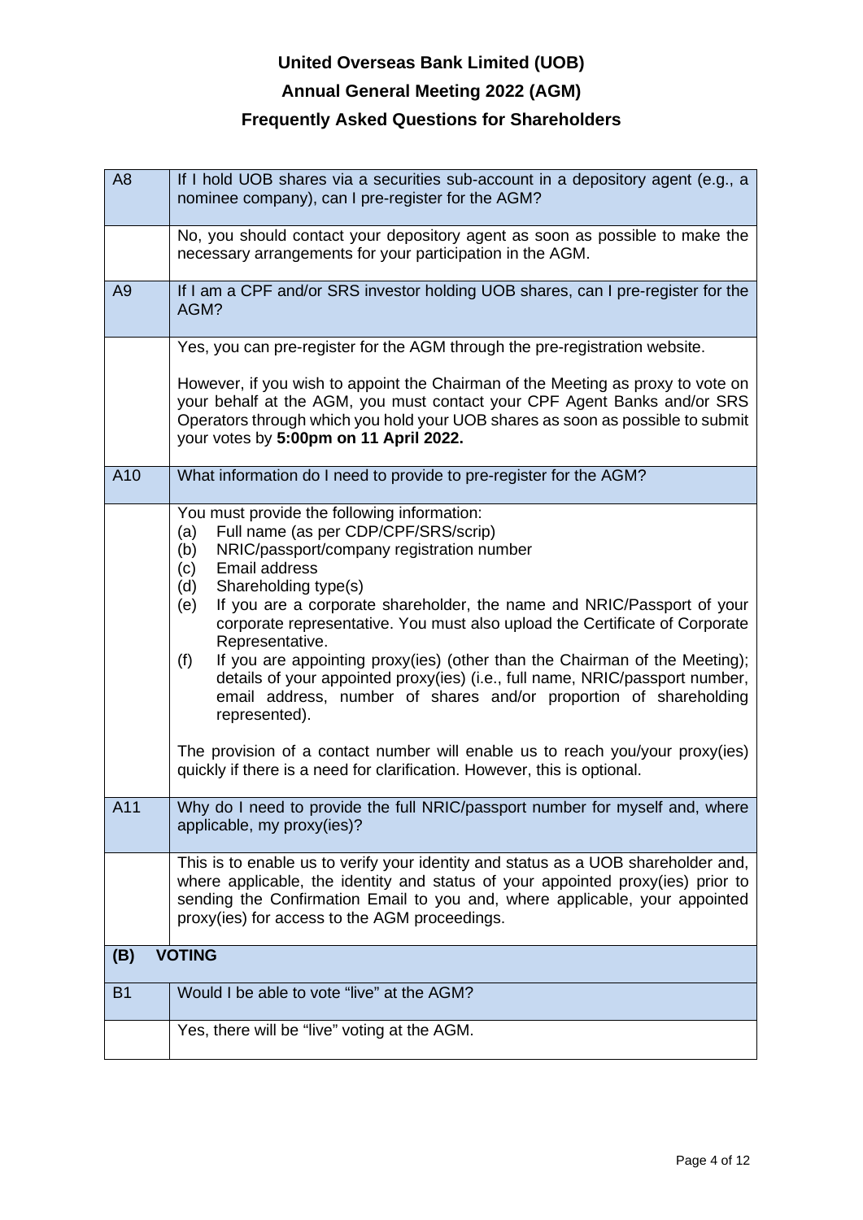# United Overseas Bank Limited (UOB)

# Annual General Meeting 2022 (AGM)

# Frequently Asked Questions for Shareholders

| | |
|---|---|
| A8 | If I hold UOB shares via a securities sub-account in a depository agent (e.g., a nominee company), can I pre-register for the AGM? |
| | No, you should contact your depository agent as soon as possible to make the necessary arrangements for your participation in the AGM. |
| A9 | If I am a CPF and/or SRS investor holding UOB shares, can I pre-register for the AGM? |
| | Yes, you can pre-register for the AGM through the pre-registration website.<br><br>However, if you wish to appoint the Chairman of the Meeting as proxy to vote on your behalf at the AGM, you must contact your CPF Agent Banks and/or SRS Operators through which you hold your UOB shares as soon as possible to submit your votes by **5:00pm on 11 April 2022.** |
| A10 | What information do I need to provide to pre-register for the AGM? |
| | You must provide the following information:<br>(a) Full name (as per CDP/CPF/SRS/scrip)<br>(b) NRIC/passport/company registration number<br>(c) Email address<br>(d) Shareholding type(s)<br>(e) If you are a corporate shareholder, the name and NRIC/Passport of your corporate representative. You must also upload the Certificate of Corporate Representative.<br>(f) If you are appointing proxy(ies) (other than the Chairman of the Meeting); details of your appointed proxy(ies) (i.e., full name, NRIC/passport number, email address, number of shares and/or proportion of shareholding represented).<br><br>The provision of a contact number will enable us to reach you/your proxy(ies) quickly if there is a need for clarification. However, this is optional. |
| A11 | Why do I need to provide the full NRIC/passport number for myself and, where applicable, my proxy(ies)? |
| | This is to enable us to verify your identity and status as a UOB shareholder and, where applicable, the identity and status of your appointed proxy(ies) prior to sending the Confirmation Email to you and, where applicable, your appointed proxy(ies) for access to the AGM proceedings. |
| **(B)** | **VOTING** |
| B1 | Would I be able to vote "live" at the AGM? |
| | Yes, there will be "live" voting at the AGM. |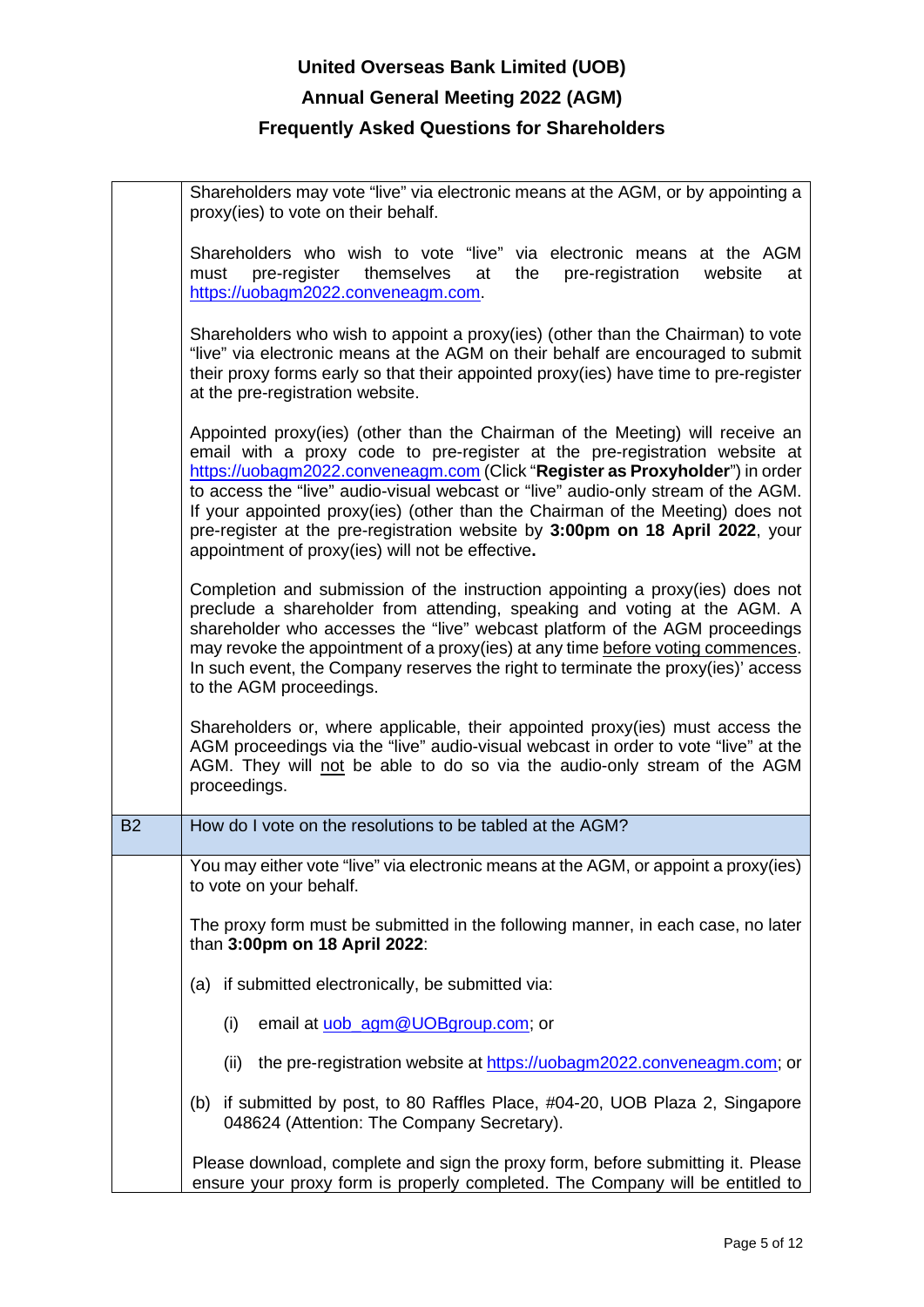# United Overseas Bank Limited (UOB)

## Annual General Meeting 2022 (AGM)

## Frequently Asked Questions for Shareholders

Shareholders may vote "live" via electronic means at the AGM, or by appointing a proxy(ies) to vote on their behalf.

Shareholders who wish to vote "live" via electronic means at the AGM must pre-register themselves at the pre-registration website at https://uobagm2022.conveneagm.com.

Shareholders who wish to appoint a proxy(ies) (other than the Chairman) to vote "live" via electronic means at the AGM on their behalf are encouraged to submit their proxy forms early so that their appointed proxy(ies) have time to pre-register at the pre-registration website.

Appointed proxy(ies) (other than the Chairman of the Meeting) will receive an email with a proxy code to pre-register at the pre-registration website at https://uobagm2022.conveneagm.com (Click "**Register as Proxyholder**") in order to access the "live" audio-visual webcast or "live" audio-only stream of the AGM. If your appointed proxy(ies) (other than the Chairman of the Meeting) does not pre-register at the pre-registration website by **3:00pm on 18 April 2022**, your appointment of proxy(ies) will not be effective**.**

Completion and submission of the instruction appointing a proxy(ies) does not preclude a shareholder from attending, speaking and voting at the AGM. A shareholder who accesses the "live" webcast platform of the AGM proceedings may revoke the appointment of a proxy(ies) at any time before voting commences. In such event, the Company reserves the right to terminate the proxy(ies)' access to the AGM proceedings.

Shareholders or, where applicable, their appointed proxy(ies) must access the AGM proceedings via the "live" audio-visual webcast in order to vote "live" at the AGM. They will not be able to do so via the audio-only stream of the AGM proceedings.

| B2 | How do I vote on the resolutions to be tabled at the AGM? |
|---|---|

You may either vote "live" via electronic means at the AGM, or appoint a proxy(ies) to vote on your behalf.

The proxy form must be submitted in the following manner, in each case, no later than **3:00pm on 18 April 2022**:

(a) if submitted electronically, be submitted via:

   (i) email at uob_agm@UOBgroup.com; or

   (ii) the pre-registration website at https://uobagm2022.conveneagm.com; or

(b) if submitted by post, to 80 Raffles Place, #04-20, UOB Plaza 2, Singapore 048624 (Attention: The Company Secretary).

Please download, complete and sign the proxy form, before submitting it. Please ensure your proxy form is properly completed. The Company will be entitled to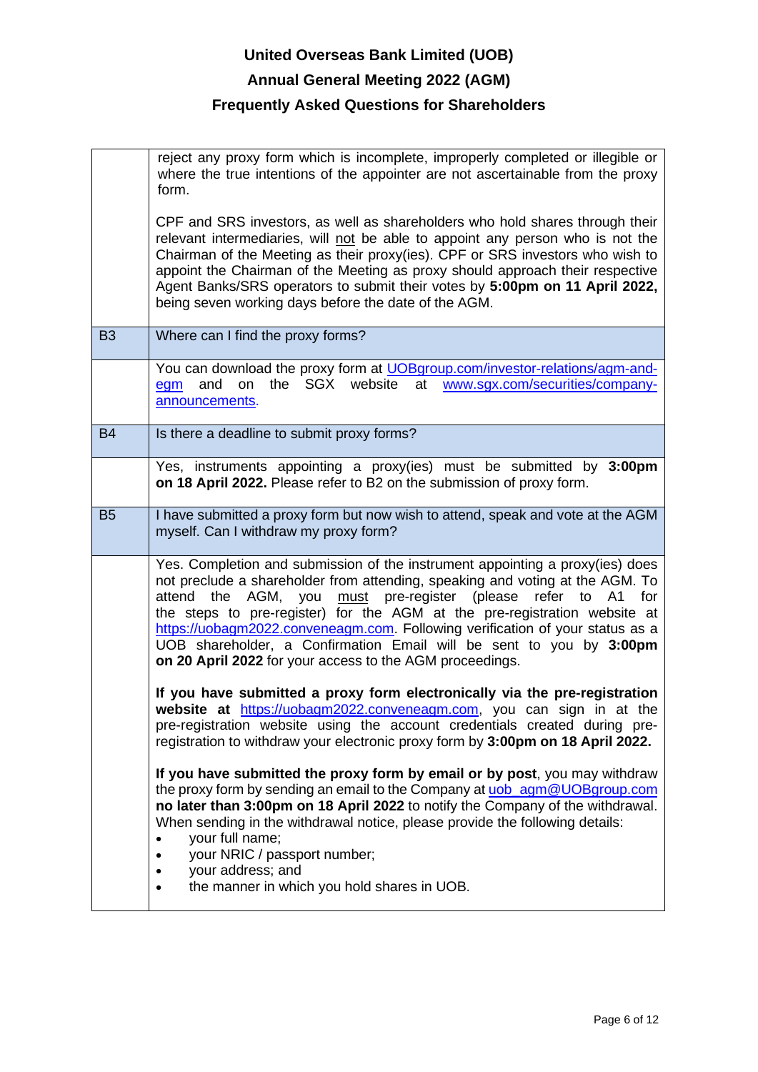| | |
|---|---|
| | reject any proxy form which is incomplete, improperly completed or illegible or where the true intentions of the appointer are not ascertainable from the proxy form.<br><br>CPF and SRS investors, as well as shareholders who hold shares through their relevant intermediaries, will not be able to appoint any person who is not the Chairman of the Meeting as their proxy(ies). CPF or SRS investors who wish to appoint the Chairman of the Meeting as proxy should approach their respective Agent Banks/SRS operators to submit their votes by **5:00pm on 11 April 2022,** being seven working days before the date of the AGM. |
| B3 | Where can I find the proxy forms? |
| | You can download the proxy form at [UOBgroup.com/investor-relations/agm-and-egm](UOBgroup.com/investor-relations/agm-and-egm) and on the SGX website at [www.sgx.com/securities/company-announcements](www.sgx.com/securities/company-announcements). |
| B4 | Is there a deadline to submit proxy forms? |
| | Yes, instruments appointing a proxy(ies) must be submitted by **3:00pm on 18 April 2022.** Please refer to B2 on the submission of proxy form. |
| B5 | I have submitted a proxy form but now wish to attend, speak and vote at the AGM myself. Can I withdraw my proxy form? |
| | Yes. Completion and submission of the instrument appointing a proxy(ies) does not preclude a shareholder from attending, speaking and voting at the AGM. To attend the AGM, you must pre-register (please refer to A1 for the steps to pre-register) for the AGM at the pre-registration website at [https://uobagm2022.conveneagm.com](https://uobagm2022.conveneagm.com). Following verification of your status as a UOB shareholder, a Confirmation Email will be sent to you by **3:00pm on 20 April 2022** for your access to the AGM proceedings.<br><br>**If you have submitted a proxy form electronically via the pre-registration website at** [https://uobagm2022.conveneagm.com](https://uobagm2022.conveneagm.com), you can sign in at the pre-registration website using the account credentials created during pre-registration to withdraw your electronic proxy form by **3:00pm on 18 April 2022.**<br><br>**If you have submitted the proxy form by email or by post**, you may withdraw the proxy form by sending an email to the Company at [uob_agm@UOBgroup.com](mailto:uob_agm@UOBgroup.com) **no later than 3:00pm on 18 April 2022** to notify the Company of the withdrawal. When sending in the withdrawal notice, please provide the following details:<br>• your full name;<br>• your NRIC / passport number;<br>• your address; and<br>• the manner in which you hold shares in UOB. |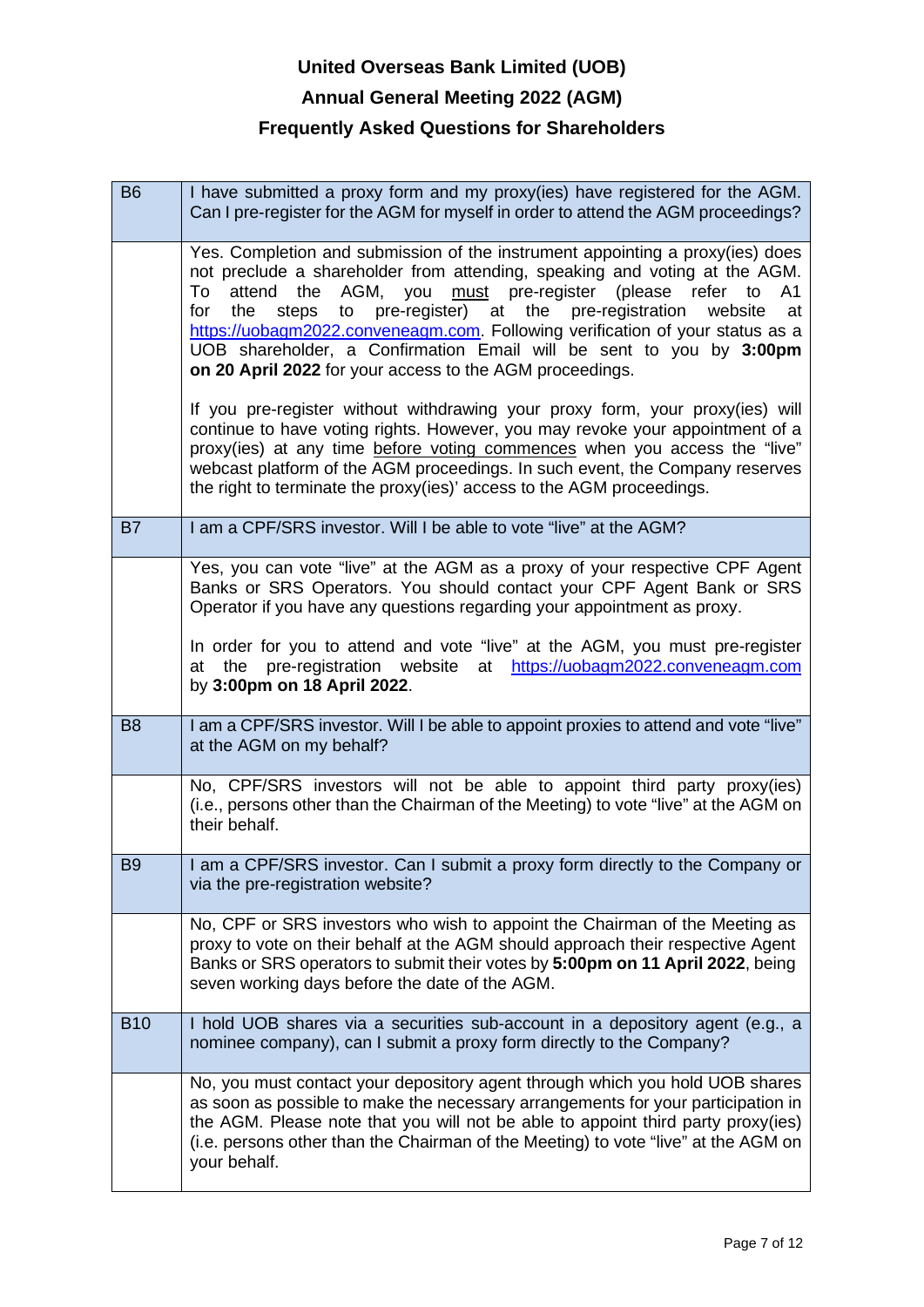# United Overseas Bank Limited (UOB)

## Annual General Meeting 2022 (AGM)

## Frequently Asked Questions for Shareholders

| | |
|---|---|
| B6 | I have submitted a proxy form and my proxy(ies) have registered for the AGM. Can I pre-register for the AGM for myself in order to attend the AGM proceedings? |
| | Yes. Completion and submission of the instrument appointing a proxy(ies) does not preclude a shareholder from attending, speaking and voting at the AGM. To attend the AGM, you must pre-register (please refer to A1 for the steps to pre-register) at the pre-registration website at https://uobagm2022.conveneagm.com. Following verification of your status as a UOB shareholder, a Confirmation Email will be sent to you by **3:00pm on 20 April 2022** for your access to the AGM proceedings.<br><br>If you pre-register without withdrawing your proxy form, your proxy(ies) will continue to have voting rights. However, you may revoke your appointment of a proxy(ies) at any time before voting commences when you access the "live" webcast platform of the AGM proceedings. In such event, the Company reserves the right to terminate the proxy(ies)' access to the AGM proceedings. |
| B7 | I am a CPF/SRS investor. Will I be able to vote "live" at the AGM? |
| | Yes, you can vote "live" at the AGM as a proxy of your respective CPF Agent Banks or SRS Operators. You should contact your CPF Agent Bank or SRS Operator if you have any questions regarding your appointment as proxy.<br><br>In order for you to attend and vote "live" at the AGM, you must pre-register at the pre-registration website at https://uobagm2022.conveneagm.com by **3:00pm on 18 April 2022**. |
| B8 | I am a CPF/SRS investor. Will I be able to appoint proxies to attend and vote "live" at the AGM on my behalf? |
| | No, CPF/SRS investors will not be able to appoint third party proxy(ies) (i.e., persons other than the Chairman of the Meeting) to vote "live" at the AGM on their behalf. |
| B9 | I am a CPF/SRS investor. Can I submit a proxy form directly to the Company or via the pre-registration website? |
| | No, CPF or SRS investors who wish to appoint the Chairman of the Meeting as proxy to vote on their behalf at the AGM should approach their respective Agent Banks or SRS operators to submit their votes by **5:00pm on 11 April 2022**, being seven working days before the date of the AGM. |
| B10 | I hold UOB shares via a securities sub-account in a depository agent (e.g., a nominee company), can I submit a proxy form directly to the Company? |
| | No, you must contact your depository agent through which you hold UOB shares as soon as possible to make the necessary arrangements for your participation in the AGM. Please note that you will not be able to appoint third party proxy(ies) (i.e. persons other than the Chairman of the Meeting) to vote "live" at the AGM on your behalf. |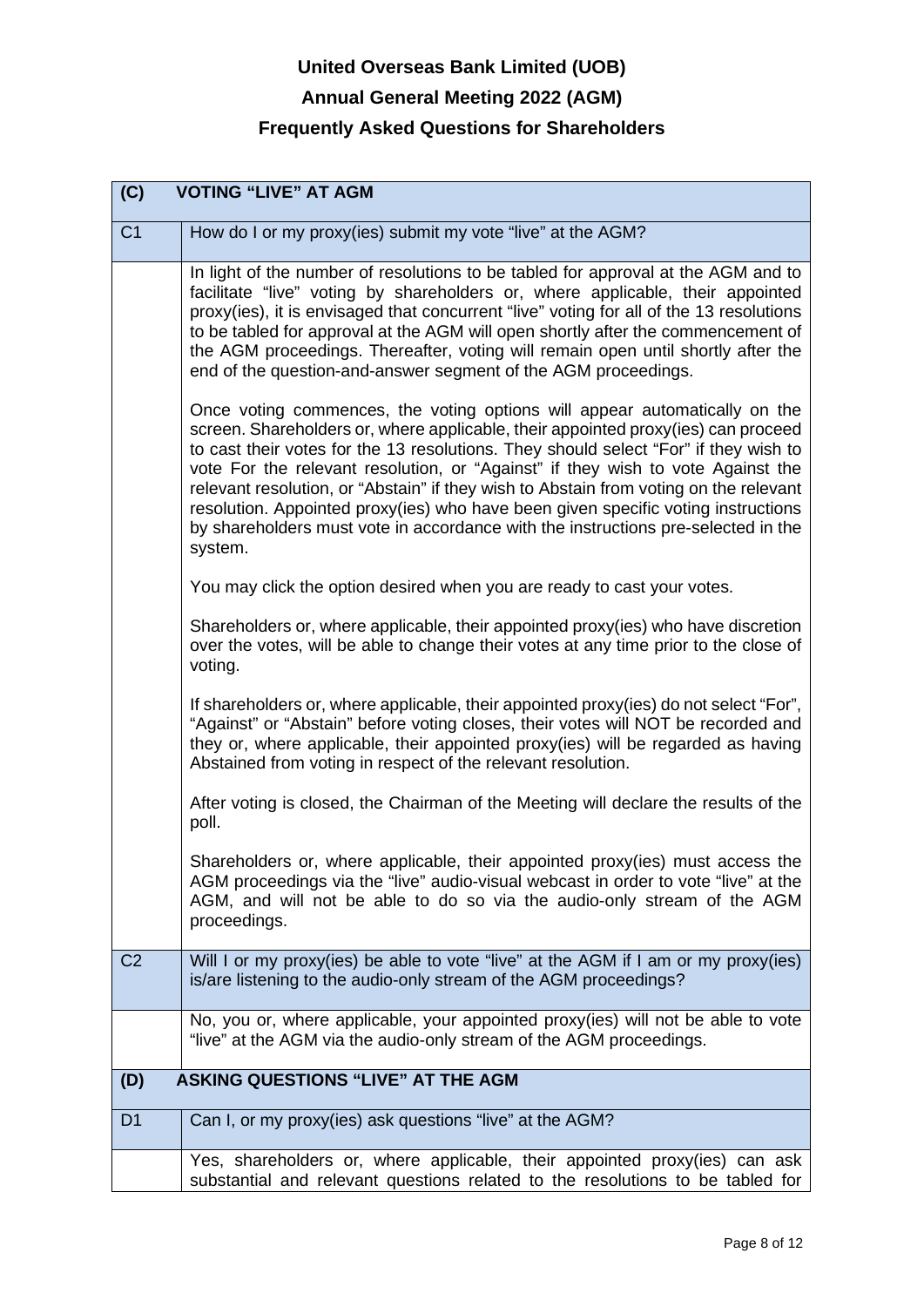# United Overseas Bank Limited (UOB)

# Annual General Meeting 2022 (AGM)

# Frequently Asked Questions for Shareholders

| (C) | VOTING "LIVE" AT AGM |
|---|---|
| C1 | How do I or my proxy(ies) submit my vote "live" at the AGM? |
| | In light of the number of resolutions to be tabled for approval at the AGM and to facilitate "live" voting by shareholders or, where applicable, their appointed proxy(ies), it is envisaged that concurrent "live" voting for all of the 13 resolutions to be tabled for approval at the AGM will open shortly after the commencement of the AGM proceedings. Thereafter, voting will remain open until shortly after the end of the question-and-answer segment of the AGM proceedings.<br><br>Once voting commences, the voting options will appear automatically on the screen. Shareholders or, where applicable, their appointed proxy(ies) can proceed to cast their votes for the 13 resolutions. They should select "For" if they wish to vote For the relevant resolution, or "Against" if they wish to vote Against the relevant resolution, or "Abstain" if they wish to Abstain from voting on the relevant resolution. Appointed proxy(ies) who have been given specific voting instructions by shareholders must vote in accordance with the instructions pre-selected in the system.<br><br>You may click the option desired when you are ready to cast your votes.<br><br>Shareholders or, where applicable, their appointed proxy(ies) who have discretion over the votes, will be able to change their votes at any time prior to the close of voting.<br><br>If shareholders or, where applicable, their appointed proxy(ies) do not select "For", "Against" or "Abstain" before voting closes, their votes will NOT be recorded and they or, where applicable, their appointed proxy(ies) will be regarded as having Abstained from voting in respect of the relevant resolution.<br><br>After voting is closed, the Chairman of the Meeting will declare the results of the poll.<br><br>Shareholders or, where applicable, their appointed proxy(ies) must access the AGM proceedings via the "live" audio-visual webcast in order to vote "live" at the AGM, and will not be able to do so via the audio-only stream of the AGM proceedings. |
| C2 | Will I or my proxy(ies) be able to vote "live" at the AGM if I am or my proxy(ies) is/are listening to the audio-only stream of the AGM proceedings? |
| | No, you or, where applicable, your appointed proxy(ies) will not be able to vote "live" at the AGM via the audio-only stream of the AGM proceedings. |
| **(D)** | **ASKING QUESTIONS "LIVE" AT THE AGM** |
| D1 | Can I, or my proxy(ies) ask questions "live" at the AGM? |
| | Yes, shareholders or, where applicable, their appointed proxy(ies) can ask substantial and relevant questions related to the resolutions to be tabled for |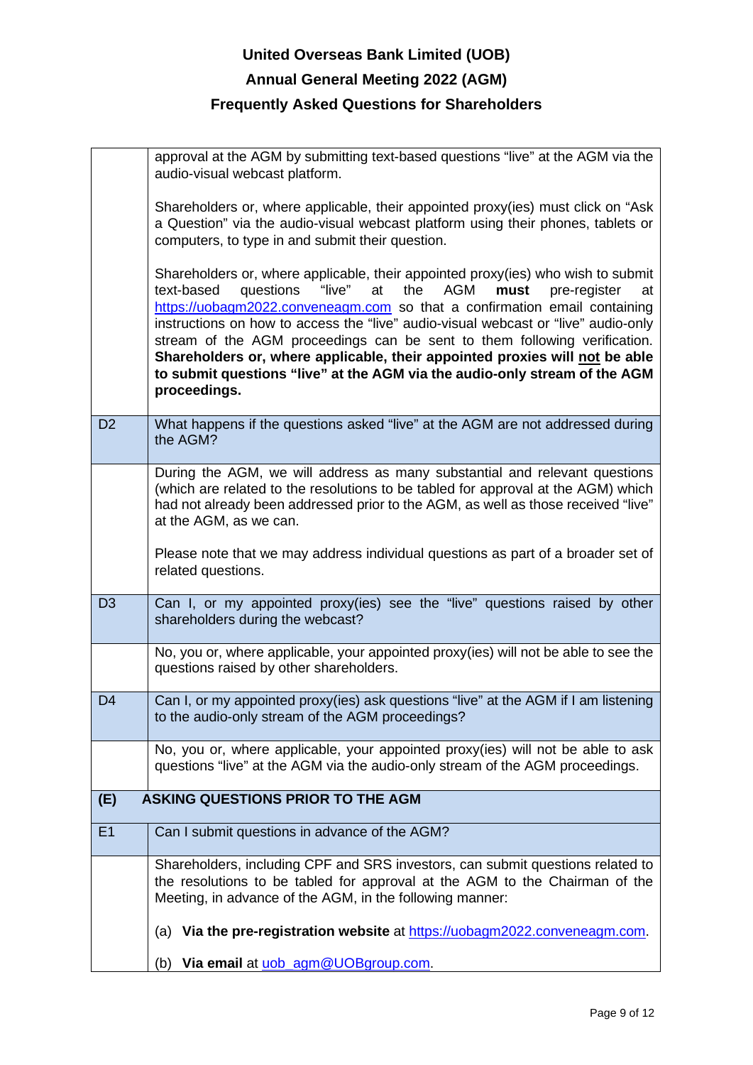| | |
|---|---|
| | approval at the AGM by submitting text-based questions "live" at the AGM via the audio-visual webcast platform.<br><br>Shareholders or, where applicable, their appointed proxy(ies) must click on "Ask a Question" via the audio-visual webcast platform using their phones, tablets or computers, to type in and submit their question.<br><br>Shareholders or, where applicable, their appointed proxy(ies) who wish to submit text-based questions "live" at the AGM **must** pre-register at https://uobagm2022.conveneagm.com so that a confirmation email containing instructions on how to access the "live" audio-visual webcast or "live" audio-only stream of the AGM proceedings can be sent to them following verification. **Shareholders or, where applicable, their appointed proxies will not be able to submit questions "live" at the AGM via the audio-only stream of the AGM proceedings.** |
| D2 | What happens if the questions asked "live" at the AGM are not addressed during the AGM? |
| | During the AGM, we will address as many substantial and relevant questions (which are related to the resolutions to be tabled for approval at the AGM) which had not already been addressed prior to the AGM, as well as those received "live" at the AGM, as we can.<br><br>Please note that we may address individual questions as part of a broader set of related questions. |
| D3 | Can I, or my appointed proxy(ies) see the "live" questions raised by other shareholders during the webcast? |
| | No, you or, where applicable, your appointed proxy(ies) will not be able to see the questions raised by other shareholders. |
| D4 | Can I, or my appointed proxy(ies) ask questions "live" at the AGM if I am listening to the audio-only stream of the AGM proceedings? |
| | No, you or, where applicable, your appointed proxy(ies) will not be able to ask questions "live" at the AGM via the audio-only stream of the AGM proceedings. |
| **(E)** | **ASKING QUESTIONS PRIOR TO THE AGM** |
| E1 | Can I submit questions in advance of the AGM? |
| | Shareholders, including CPF and SRS investors, can submit questions related to the resolutions to be tabled for approval at the AGM to the Chairman of the Meeting, in advance of the AGM, in the following manner:<br><br>(a) **Via the pre-registration website** at https://uobagm2022.conveneagm.com.<br><br>(b) **Via email** at uob_agm@UOBgroup.com. |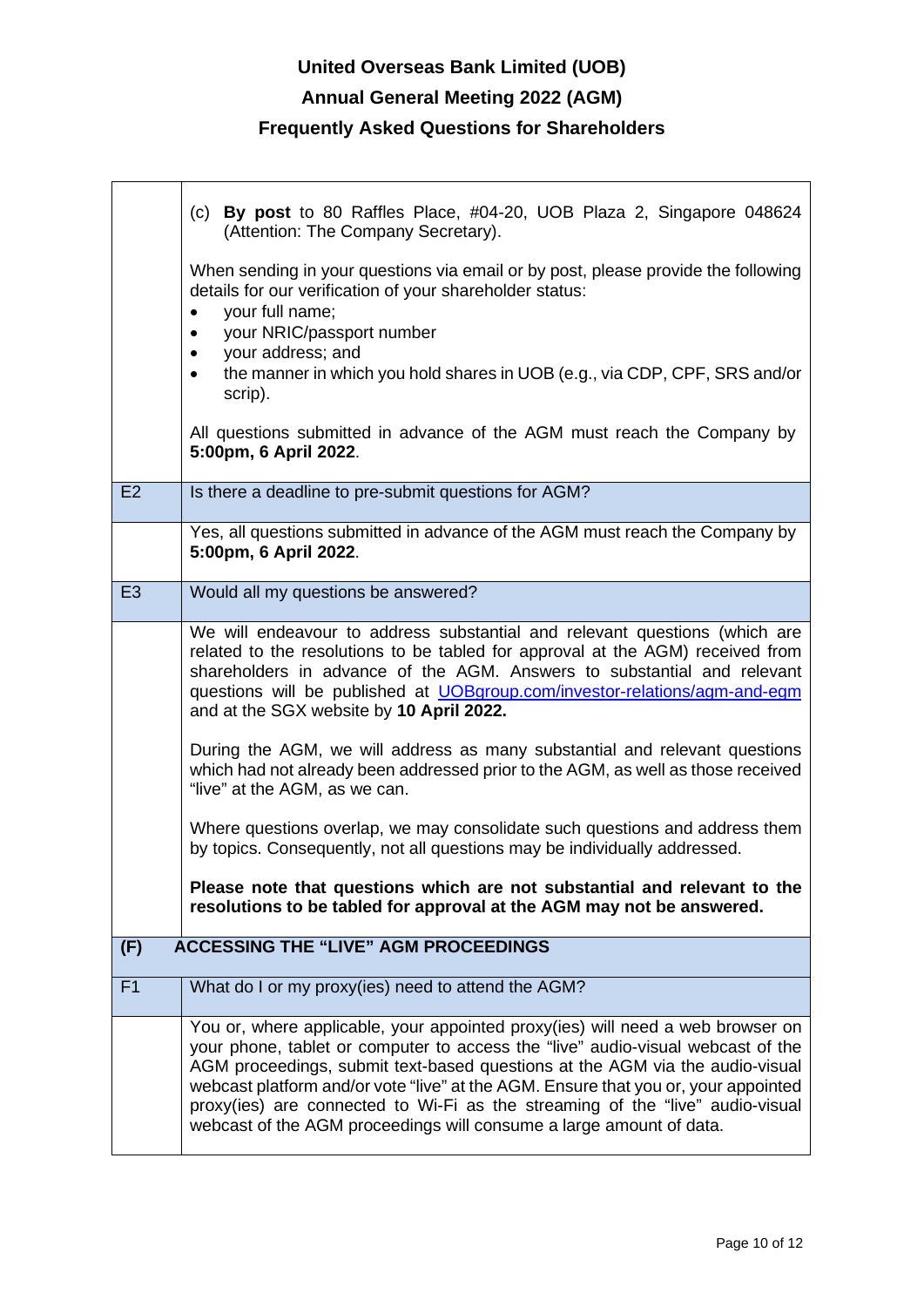# United Overseas Bank Limited (UOB)

## Annual General Meeting 2022 (AGM)

## Frequently Asked Questions for Shareholders

| | |
|---|---|
| | (c) **By post** to 80 Raffles Place, #04-20, UOB Plaza 2, Singapore 048624 (Attention: The Company Secretary).<br><br>When sending in your questions via email or by post, please provide the following details for our verification of your shareholder status:<br>• your full name;<br>• your NRIC/passport number<br>• your address; and<br>• the manner in which you hold shares in UOB (e.g., via CDP, CPF, SRS and/or scrip).<br><br>All questions submitted in advance of the AGM must reach the Company by **5:00pm, 6 April 2022**. |
| E2 | Is there a deadline to pre-submit questions for AGM? |
| | Yes, all questions submitted in advance of the AGM must reach the Company by **5:00pm, 6 April 2022**. |
| E3 | Would all my questions be answered? |
| | We will endeavour to address substantial and relevant questions (which are related to the resolutions to be tabled for approval at the AGM) received from shareholders in advance of the AGM. Answers to substantial and relevant questions will be published at UOBgroup.com/investor-relations/agm-and-egm and at the SGX website by **10 April 2022.**<br><br>During the AGM, we will address as many substantial and relevant questions which had not already been addressed prior to the AGM, as well as those received "live" at the AGM, as we can.<br><br>Where questions overlap, we may consolidate such questions and address them by topics. Consequently, not all questions may be individually addressed.<br><br>**Please note that questions which are not substantial and relevant to the resolutions to be tabled for approval at the AGM may not be answered.** |
| **(F)** | **ACCESSING THE "LIVE" AGM PROCEEDINGS** |
| F1 | What do I or my proxy(ies) need to attend the AGM? |
| | You or, where applicable, your appointed proxy(ies) will need a web browser on your phone, tablet or computer to access the "live" audio-visual webcast of the AGM proceedings, submit text-based questions at the AGM via the audio-visual webcast platform and/or vote "live" at the AGM. Ensure that you or, your appointed proxy(ies) are connected to Wi-Fi as the streaming of the "live" audio-visual webcast of the AGM proceedings will consume a large amount of data. |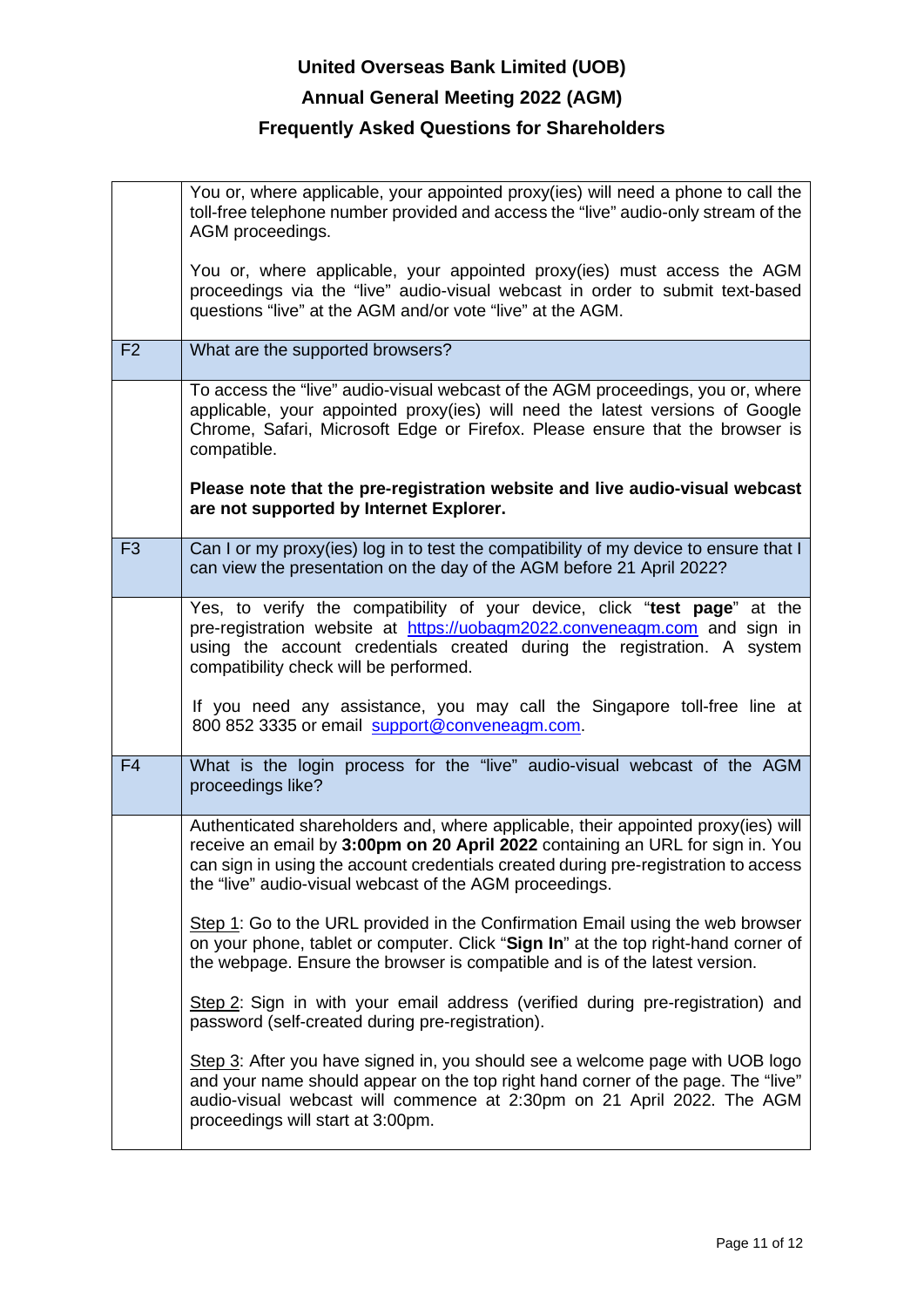**United Overseas Bank Limited (UOB)**

**Annual General Meeting 2022 (AGM)**

**Frequently Asked Questions for Shareholders**

| | |
|---|---|
| | You or, where applicable, your appointed proxy(ies) will need a phone to call the toll-free telephone number provided and access the "live" audio-only stream of the AGM proceedings.<br><br>You or, where applicable, your appointed proxy(ies) must access the AGM proceedings via the "live" audio-visual webcast in order to submit text-based questions "live" at the AGM and/or vote "live" at the AGM. |
| F2 | What are the supported browsers? |
| | To access the "live" audio-visual webcast of the AGM proceedings, you or, where applicable, your appointed proxy(ies) will need the latest versions of Google Chrome, Safari, Microsoft Edge or Firefox. Please ensure that the browser is compatible.<br><br>**Please note that the pre-registration website and live audio-visual webcast are not supported by Internet Explorer.** |
| F3 | Can I or my proxy(ies) log in to test the compatibility of my device to ensure that I can view the presentation on the day of the AGM before 21 April 2022? |
| | Yes, to verify the compatibility of your device, click "**test page**" at the pre-registration website at https://uobagm2022.conveneagm.com and sign in using the account credentials created during the registration. A system compatibility check will be performed.<br><br>If you need any assistance, you may call the Singapore toll-free line at 800 852 3335 or email support@conveneagm.com. |
| F4 | What is the login process for the "live" audio-visual webcast of the AGM proceedings like? |
| | Authenticated shareholders and, where applicable, their appointed proxy(ies) will receive an email by **3:00pm on 20 April 2022** containing an URL for sign in. You can sign in using the account credentials created during pre-registration to access the "live" audio-visual webcast of the AGM proceedings.<br><br>Step 1: Go to the URL provided in the Confirmation Email using the web browser on your phone, tablet or computer. Click "**Sign In**" at the top right-hand corner of the webpage. Ensure the browser is compatible and is of the latest version.<br><br>Step 2: Sign in with your email address (verified during pre-registration) and password (self-created during pre-registration).<br><br>Step 3: After you have signed in, you should see a welcome page with UOB logo and your name should appear on the top right hand corner of the page. The "live" audio-visual webcast will commence at 2:30pm on 21 April 2022. The AGM proceedings will start at 3:00pm. |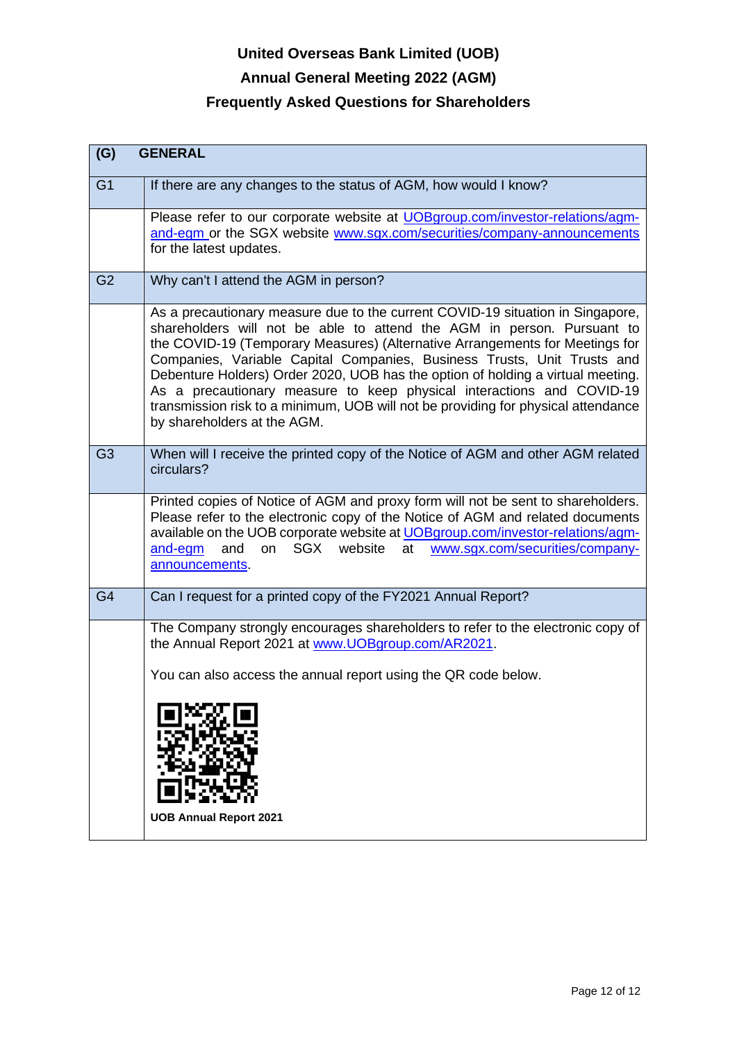# United Overseas Bank Limited (UOB)

# Annual General Meeting 2022 (AGM)

# Frequently Asked Questions for Shareholders

| (G) | GENERAL |
|---|---|
| G1 | If there are any changes to the status of AGM, how would I know? |
| | Please refer to our corporate website at UOBgroup.com/investor-relations/agm-and-egm or the SGX website www.sgx.com/securities/company-announcements for the latest updates. |
| G2 | Why can't I attend the AGM in person? |
| | As a precautionary measure due to the current COVID-19 situation in Singapore, shareholders will not be able to attend the AGM in person. Pursuant to the COVID-19 (Temporary Measures) (Alternative Arrangements for Meetings for Companies, Variable Capital Companies, Business Trusts, Unit Trusts and Debenture Holders) Order 2020, UOB has the option of holding a virtual meeting. As a precautionary measure to keep physical interactions and COVID-19 transmission risk to a minimum, UOB will not be providing for physical attendance by shareholders at the AGM. |
| G3 | When will I receive the printed copy of the Notice of AGM and other AGM related circulars? |
| | Printed copies of Notice of AGM and proxy form will not be sent to shareholders. Please refer to the electronic copy of the Notice of AGM and related documents available on the UOB corporate website at UOBgroup.com/investor-relations/agm-and-egm and on SGX website at www.sgx.com/securities/company-announcements. |
| G4 | Can I request for a printed copy of the FY2021 Annual Report? |
| | The Company strongly encourages shareholders to refer to the electronic copy of the Annual Report 2021 at www.UOBgroup.com/AR2021.<br><br>You can also access the annual report using the QR code below.<br><br>**UOB Annual Report 2021** |